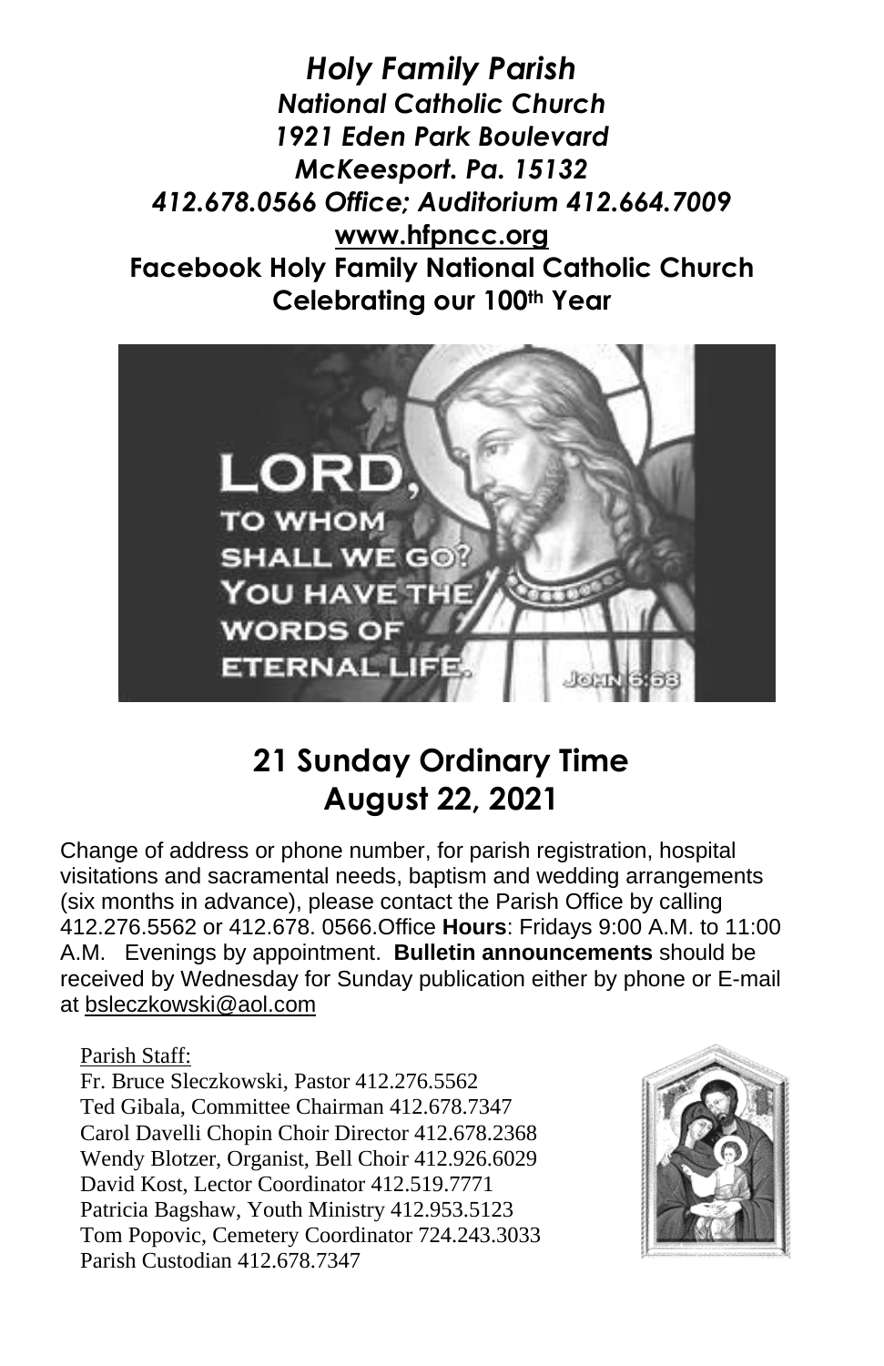***Holy Family Parish***
***National Catholic Church***
***1921 Eden Park Boulevard***
***McKeesport. Pa. 15132***
***412.678.0566 Office; Auditorium 412.664.7009***
**www.hfpncc.org**
**Facebook Holy Family National Catholic Church**
**Celebrating our 100th Year**

# 21 Sunday Ordinary Time
# August 22, 2021

Change of address or phone number, for parish registration, hospital visitations and sacramental needs, baptism and wedding arrangements (six months in advance), please contact the Parish Office by calling 412.276.5562 or 412.678. 0566.Office **Hours**: Fridays 9:00 A.M. to 11:00 A.M. Evenings by appointment. **Bulletin announcements** should be received by Wednesday for Sunday publication either by phone or E-mail at bsleczkowski@aol.com

Parish Staff:
Fr. Bruce Sleczkowski, Pastor 412.276.5562
Ted Gibala, Committee Chairman 412.678.7347
Carol Davelli Chopin Choir Director 412.678.2368
Wendy Blotzer, Organist, Bell Choir 412.926.6029
David Kost, Lector Coordinator 412.519.7771
Patricia Bagshaw, Youth Ministry 412.953.5123
Tom Popovic, Cemetery Coordinator 724.243.3033
Parish Custodian 412.678.7347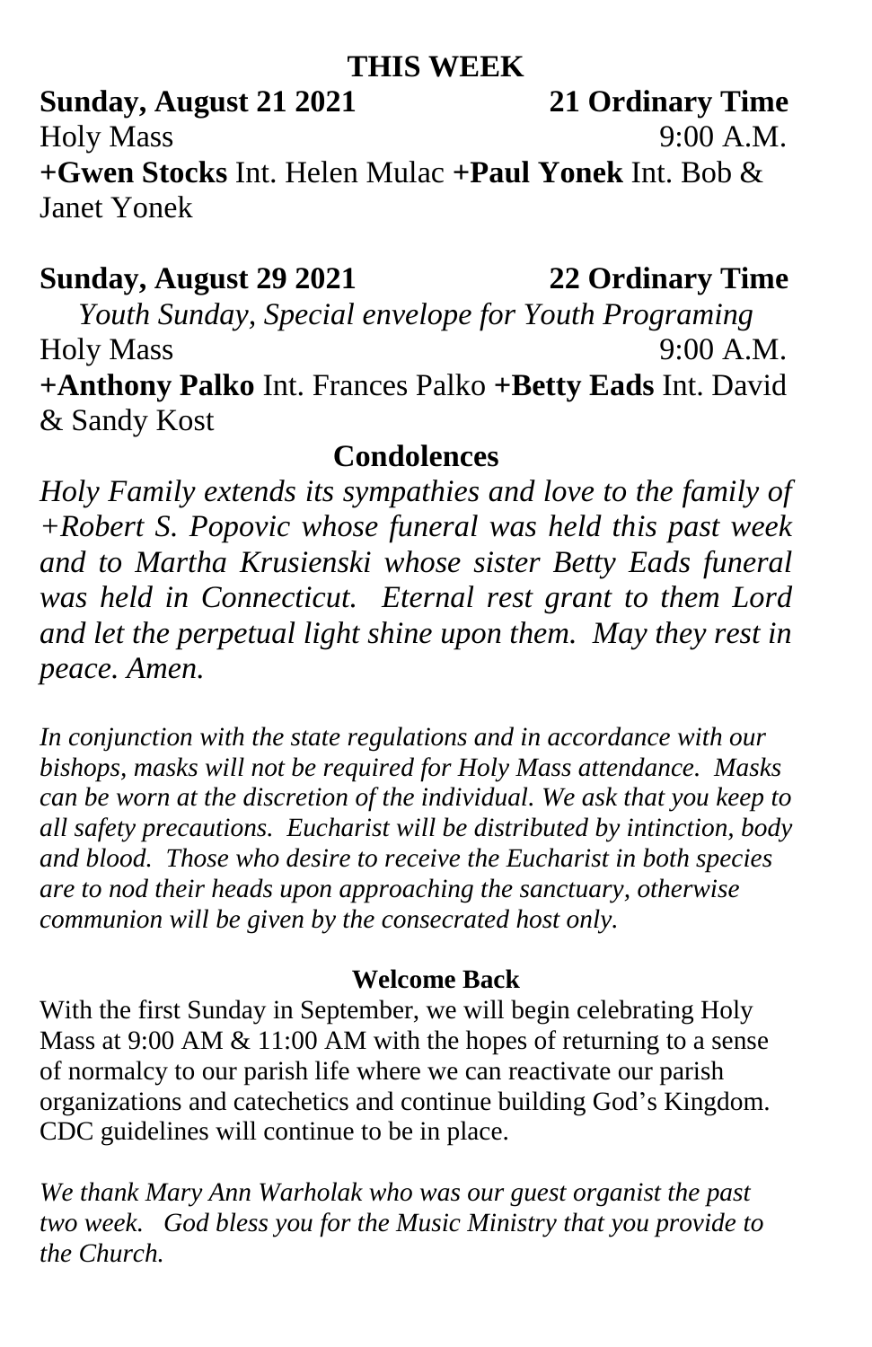## THIS WEEK

**Sunday, August 21 2021** **21 Ordinary Time**

Holy Mass 9:00 A.M.

**+Gwen Stocks** Int. Helen Mulac **+Paul Yonek** Int. Bob & Janet Yonek

**Sunday, August 29 2021** **22 Ordinary Time**

*Youth Sunday, Special envelope for Youth Programing*

Holy Mass 9:00 A.M.

**+Anthony Palko** Int. Frances Palko **+Betty Eads** Int. David & Sandy Kost

### Condolences

*Holy Family extends its sympathies and love to the family of +Robert S. Popovic whose funeral was held this past week and to Martha Krusienski whose sister Betty Eads funeral was held in Connecticut. Eternal rest grant to them Lord and let the perpetual light shine upon them. May they rest in peace. Amen.*

*In conjunction with the state regulations and in accordance with our bishops, masks will not be required for Holy Mass attendance. Masks can be worn at the discretion of the individual. We ask that you keep to all safety precautions. Eucharist will be distributed by intinction, body and blood. Those who desire to receive the Eucharist in both species are to nod their heads upon approaching the sanctuary, otherwise communion will be given by the consecrated host only.*

### Welcome Back

With the first Sunday in September, we will begin celebrating Holy Mass at 9:00 AM & 11:00 AM with the hopes of returning to a sense of normalcy to our parish life where we can reactivate our parish organizations and catechetics and continue building God's Kingdom. CDC guidelines will continue to be in place.

*We thank Mary Ann Warholak who was our guest organist the past two week. God bless you for the Music Ministry that you provide to the Church.*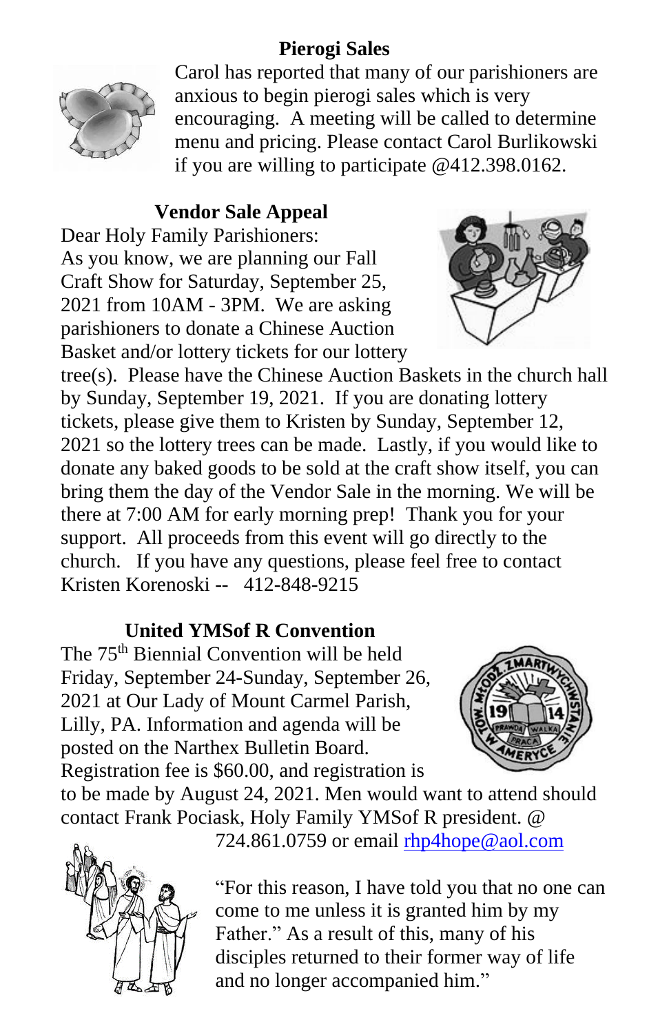## Pierogi Sales

Carol has reported that many of our parishioners are anxious to begin pierogi sales which is very encouraging. A meeting will be called to determine menu and pricing. Please contact Carol Burlikowski if you are willing to participate @412.398.0162.

## Vendor Sale Appeal

Dear Holy Family Parishioners:
As you know, we are planning our Fall Craft Show for Saturday, September 25, 2021 from 10AM - 3PM. We are asking parishioners to donate a Chinese Auction Basket and/or lottery tickets for our lottery tree(s). Please have the Chinese Auction Baskets in the church hall by Sunday, September 19, 2021. If you are donating lottery tickets, please give them to Kristen by Sunday, September 12, 2021 so the lottery trees can be made. Lastly, if you would like to donate any baked goods to be sold at the craft show itself, you can bring them the day of the Vendor Sale in the morning. We will be there at 7:00 AM for early morning prep! Thank you for your support. All proceeds from this event will go directly to the church. If you have any questions, please feel free to contact Kristen Korenoski -- 412-848-9215

## United YMSof R Convention

The 75th Biennial Convention will be held Friday, September 24-Sunday, September 26, 2021 at Our Lady of Mount Carmel Parish, Lilly, PA. Information and agenda will be posted on the Narthex Bulletin Board. Registration fee is $60.00, and registration is to be made by August 24, 2021. Men would want to attend should contact Frank Pociask, Holy Family YMSof R president. @ 724.861.0759 or email rhp4hope@aol.com

"For this reason, I have told you that no one can come to me unless it is granted him by my Father." As a result of this, many of his disciples returned to their former way of life and no longer accompanied him."